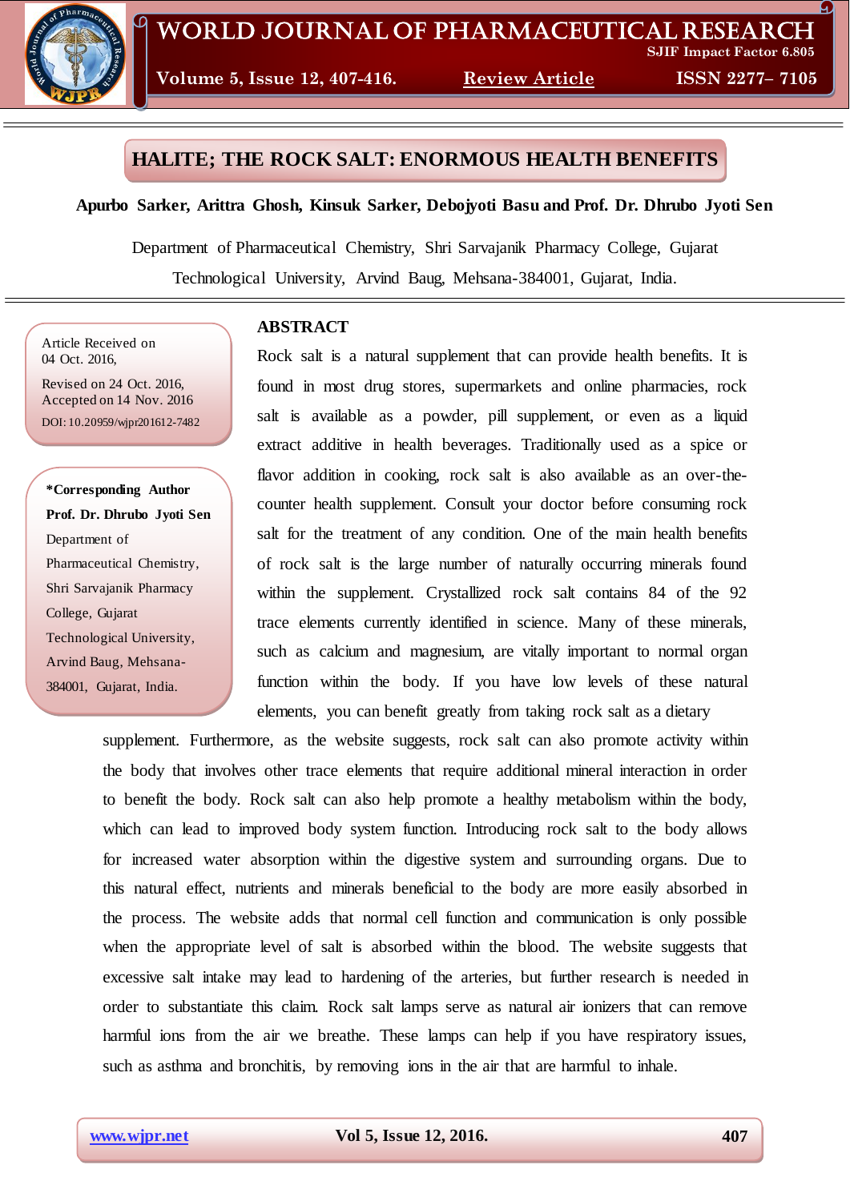# HALITE; THE ROCK SALT: ENORMOUS HEALTH BENEFITS

**Apurbo Sarker, Arittra Ghosh, Kinsuk Sarker, Debojyoti Basu and Prof. Dr. Dhrubo Jyoti Sen**

Department of Pharmaceutical Chemistry, Shri Sarvajanik Pharmacy College, Gujarat Technological University, Arvind Baug, Mehsana-384001, Gujarat, India.

Article Received on 04 Oct. 2016,
Revised on 24 Oct. 2016,
Accepted on 14 Nov. 2016
DOI: 10.20959/wjpr201612-7482

**\*Corresponding Author**
**Prof. Dr. Dhrubo Jyoti Sen**
Department of Pharmaceutical Chemistry, Shri Sarvajanik Pharmacy College, Gujarat Technological University, Arvind Baug, Mehsana-384001, Gujarat, India.

## ABSTRACT

Rock salt is a natural supplement that can provide health benefits. It is found in most drug stores, supermarkets and online pharmacies, rock salt is available as a powder, pill supplement, or even as a liquid extract additive in health beverages. Traditionally used as a spice or flavor addition in cooking, rock salt is also available as an over-the-counter health supplement. Consult your doctor before consuming rock salt for the treatment of any condition. One of the main health benefits of rock salt is the large number of naturally occurring minerals found within the supplement. Crystallized rock salt contains 84 of the 92 trace elements currently identified in science. Many of these minerals, such as calcium and magnesium, are vitally important to normal organ function within the body. If you have low levels of these natural elements, you can benefit greatly from taking rock salt as a dietary supplement. Furthermore, as the website suggests, rock salt can also promote activity within the body that involves other trace elements that require additional mineral interaction in order to benefit the body. Rock salt can also help promote a healthy metabolism within the body, which can lead to improved body system function. Introducing rock salt to the body allows for increased water absorption within the digestive system and surrounding organs. Due to this natural effect, nutrients and minerals beneficial to the body are more easily absorbed in the process. The website adds that normal cell function and communication is only possible when the appropriate level of salt is absorbed within the blood. The website suggests that excessive salt intake may lead to hardening of the arteries, but further research is needed in order to substantiate this claim. Rock salt lamps serve as natural air ionizers that can remove harmful ions from the air we breathe. These lamps can help if you have respiratory issues, such as asthma and bronchitis, by removing ions in the air that are harmful to inhale.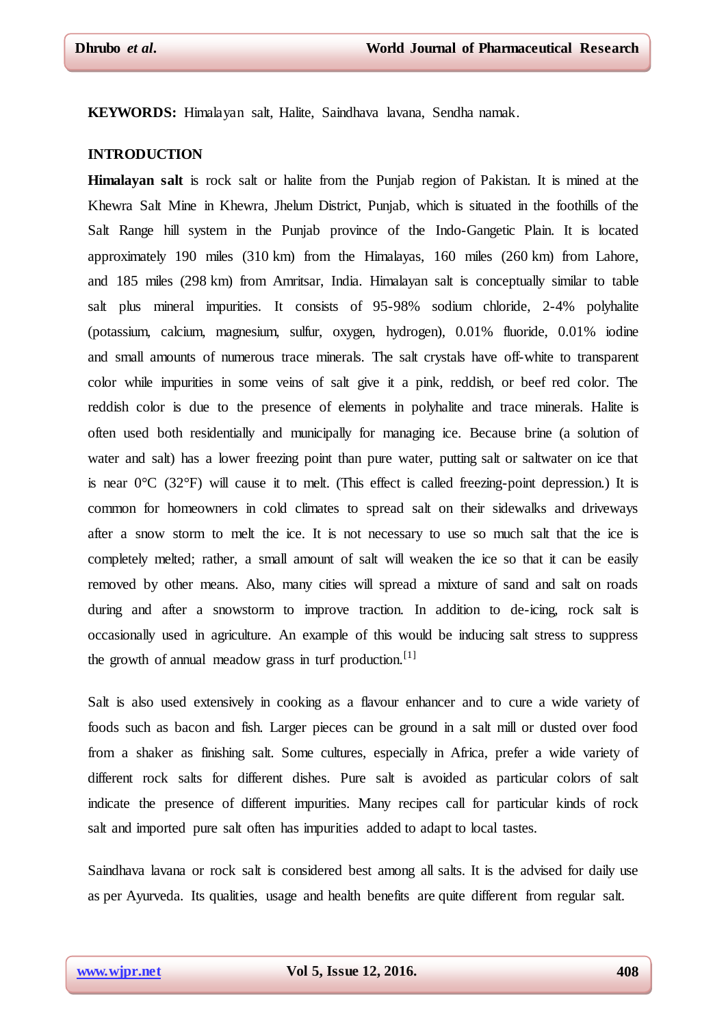**KEYWORDS:** Himalayan salt, Halite, Saindhava lavana, Sendha namak.

## INTRODUCTION

**Himalayan salt** is rock salt or halite from the Punjab region of Pakistan. It is mined at the Khewra Salt Mine in Khewra, Jhelum District, Punjab, which is situated in the foothills of the Salt Range hill system in the Punjab province of the Indo-Gangetic Plain. It is located approximately 190 miles (310 km) from the Himalayas, 160 miles (260 km) from Lahore, and 185 miles (298 km) from Amritsar, India. Himalayan salt is conceptually similar to table salt plus mineral impurities. It consists of 95-98% sodium chloride, 2-4% polyhalite (potassium, calcium, magnesium, sulfur, oxygen, hydrogen), 0.01% fluoride, 0.01% iodine and small amounts of numerous trace minerals. The salt crystals have off-white to transparent color while impurities in some veins of salt give it a pink, reddish, or beef red color. The reddish color is due to the presence of elements in polyhalite and trace minerals. Halite is often used both residentially and municipally for managing ice. Because brine (a solution of water and salt) has a lower freezing point than pure water, putting salt or saltwater on ice that is near 0°C (32°F) will cause it to melt. (This effect is called freezing-point depression.) It is common for homeowners in cold climates to spread salt on their sidewalks and driveways after a snow storm to melt the ice. It is not necessary to use so much salt that the ice is completely melted; rather, a small amount of salt will weaken the ice so that it can be easily removed by other means. Also, many cities will spread a mixture of sand and salt on roads during and after a snowstorm to improve traction. In addition to de-icing, rock salt is occasionally used in agriculture. An example of this would be inducing salt stress to suppress the growth of annual meadow grass in turf production.[1]

Salt is also used extensively in cooking as a flavour enhancer and to cure a wide variety of foods such as bacon and fish. Larger pieces can be ground in a salt mill or dusted over food from a shaker as finishing salt. Some cultures, especially in Africa, prefer a wide variety of different rock salts for different dishes. Pure salt is avoided as particular colors of salt indicate the presence of different impurities. Many recipes call for particular kinds of rock salt and imported pure salt often has impurities added to adapt to local tastes.

Saindhava lavana or rock salt is considered best among all salts. It is the advised for daily use as per Ayurveda. Its qualities, usage and health benefits are quite different from regular salt.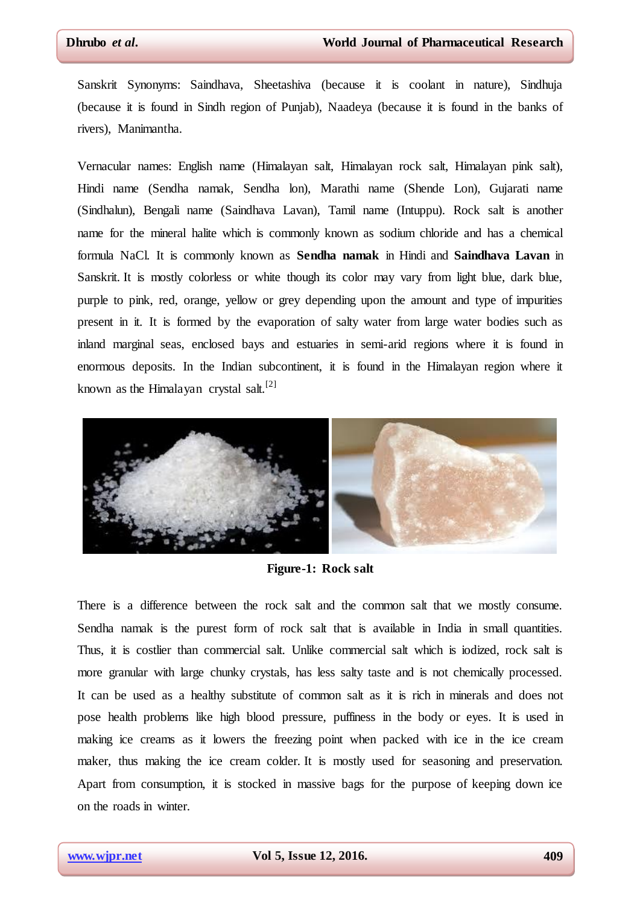Sanskrit Synonyms: Saindhava, Sheetashiva (because it is coolant in nature), Sindhuja (because it is found in Sindh region of Punjab), Naadeya (because it is found in the banks of rivers), Manimantha.

Vernacular names: English name (Himalayan salt, Himalayan rock salt, Himalayan pink salt), Hindi name (Sendha namak, Sendha lon), Marathi name (Shende Lon), Gujarati name (Sindhalun), Bengali name (Saindhava Lavan), Tamil name (Intuppu). Rock salt is another name for the mineral halite which is commonly known as sodium chloride and has a chemical formula NaCl. It is commonly known as **Sendha namak** in Hindi and **Saindhava Lavan** in Sanskrit. It is mostly colorless or white though its color may vary from light blue, dark blue, purple to pink, red, orange, yellow or grey depending upon the amount and type of impurities present in it. It is formed by the evaporation of salty water from large water bodies such as inland marginal seas, enclosed bays and estuaries in semi-arid regions where it is found in enormous deposits. In the Indian subcontinent, it is found in the Himalayan region where it known as the Himalayan crystal salt.[2]

**Figure-1: Rock salt**

There is a difference between the rock salt and the common salt that we mostly consume. Sendha namak is the purest form of rock salt that is available in India in small quantities. Thus, it is costlier than commercial salt. Unlike commercial salt which is iodized, rock salt is more granular with large chunky crystals, has less salty taste and is not chemically processed. It can be used as a healthy substitute of common salt as it is rich in minerals and does not pose health problems like high blood pressure, puffiness in the body or eyes. It is used in making ice creams as it lowers the freezing point when packed with ice in the ice cream maker, thus making the ice cream colder. It is mostly used for seasoning and preservation. Apart from consumption, it is stocked in massive bags for the purpose of keeping down ice on the roads in winter.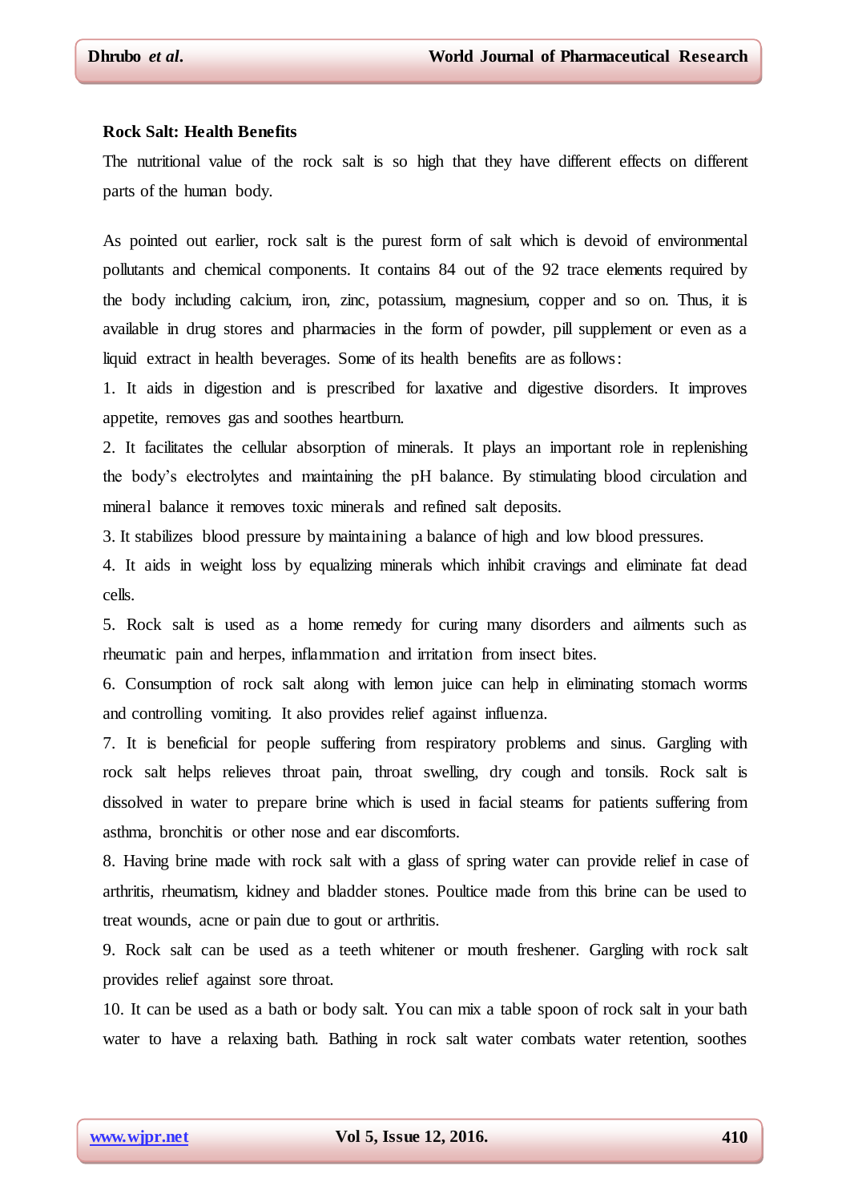**Rock Salt: Health Benefits**

The nutritional value of the rock salt is so high that they have different effects on different parts of the human body.

As pointed out earlier, rock salt is the purest form of salt which is devoid of environmental pollutants and chemical components. It contains 84 out of the 92 trace elements required by the body including calcium, iron, zinc, potassium, magnesium, copper and so on. Thus, it is available in drug stores and pharmacies in the form of powder, pill supplement or even as a liquid extract in health beverages. Some of its health benefits are as follows:

1. It aids in digestion and is prescribed for laxative and digestive disorders. It improves appetite, removes gas and soothes heartburn.
2. It facilitates the cellular absorption of minerals. It plays an important role in replenishing the body's electrolytes and maintaining the pH balance. By stimulating blood circulation and mineral balance it removes toxic minerals and refined salt deposits.
3. It stabilizes blood pressure by maintaining a balance of high and low blood pressures.
4. It aids in weight loss by equalizing minerals which inhibit cravings and eliminate fat dead cells.
5. Rock salt is used as a home remedy for curing many disorders and ailments such as rheumatic pain and herpes, inflammation and irritation from insect bites.
6. Consumption of rock salt along with lemon juice can help in eliminating stomach worms and controlling vomiting. It also provides relief against influenza.
7. It is beneficial for people suffering from respiratory problems and sinus. Gargling with rock salt helps relieves throat pain, throat swelling, dry cough and tonsils. Rock salt is dissolved in water to prepare brine which is used in facial steams for patients suffering from asthma, bronchitis or other nose and ear discomforts.
8. Having brine made with rock salt with a glass of spring water can provide relief in case of arthritis, rheumatism, kidney and bladder stones. Poultice made from this brine can be used to treat wounds, acne or pain due to gout or arthritis.
9. Rock salt can be used as a teeth whitener or mouth freshener. Gargling with rock salt provides relief against sore throat.
10. It can be used as a bath or body salt. You can mix a table spoon of rock salt in your bath water to have a relaxing bath. Bathing in rock salt water combats water retention, soothes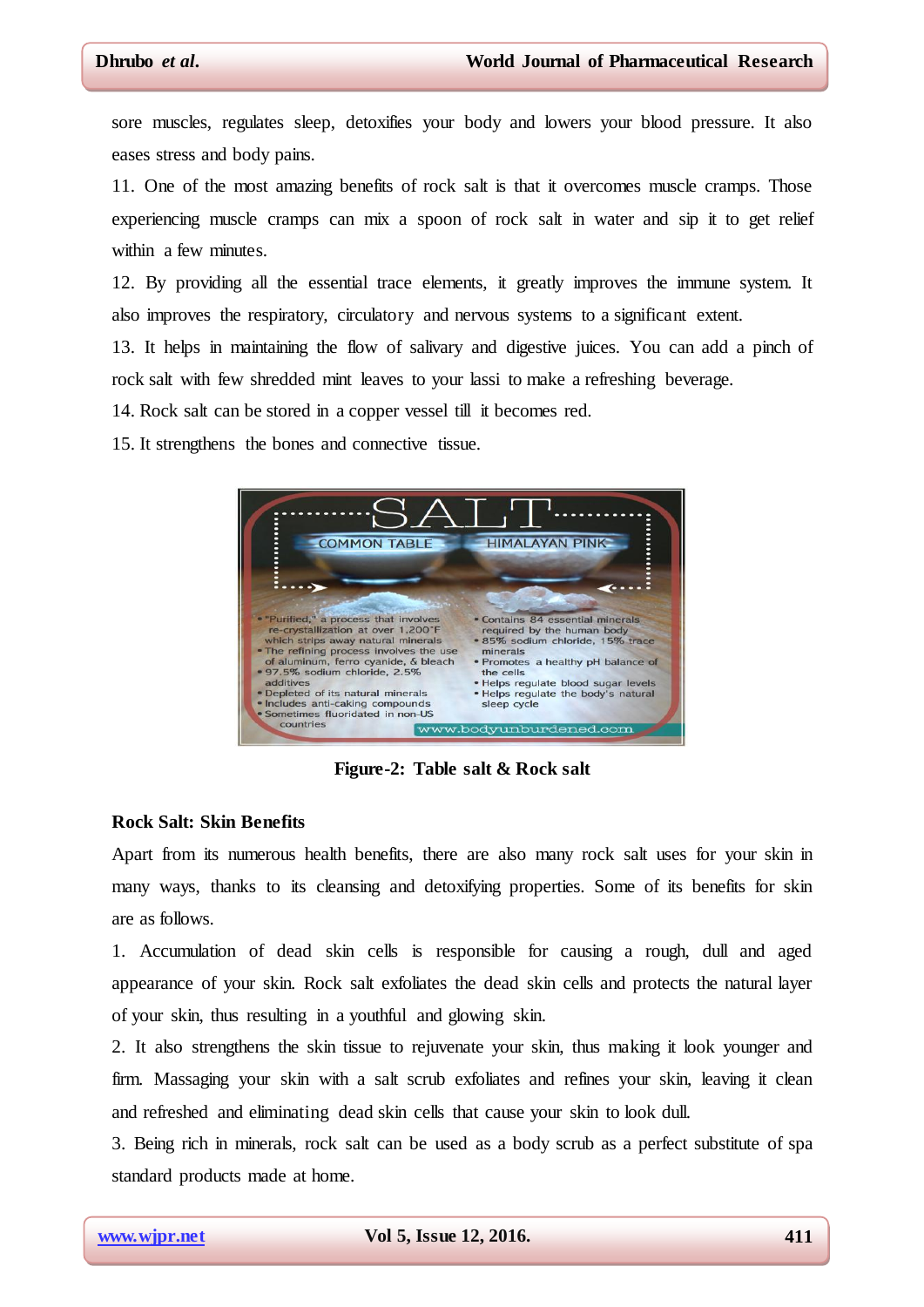sore muscles, regulates sleep, detoxifies your body and lowers your blood pressure. It also eases stress and body pains.

11. One of the most amazing benefits of rock salt is that it overcomes muscle cramps. Those experiencing muscle cramps can mix a spoon of rock salt in water and sip it to get relief within a few minutes.

12. By providing all the essential trace elements, it greatly improves the immune system. It also improves the respiratory, circulatory and nervous systems to a significant extent.

13. It helps in maintaining the flow of salivary and digestive juices. You can add a pinch of rock salt with few shredded mint leaves to your lassi to make a refreshing beverage.

14. Rock salt can be stored in a copper vessel till it becomes red.

15. It strengthens the bones and connective tissue.

**Figure-2: Table salt & Rock salt**

**Rock Salt: Skin Benefits**

Apart from its numerous health benefits, there are also many rock salt uses for your skin in many ways, thanks to its cleansing and detoxifying properties. Some of its benefits for skin are as follows.

1. Accumulation of dead skin cells is responsible for causing a rough, dull and aged appearance of your skin. Rock salt exfoliates the dead skin cells and protects the natural layer of your skin, thus resulting in a youthful and glowing skin.

2. It also strengthens the skin tissue to rejuvenate your skin, thus making it look younger and firm. Massaging your skin with a salt scrub exfoliates and refines your skin, leaving it clean and refreshed and eliminating dead skin cells that cause your skin to look dull.

3. Being rich in minerals, rock salt can be used as a body scrub as a perfect substitute of spa standard products made at home.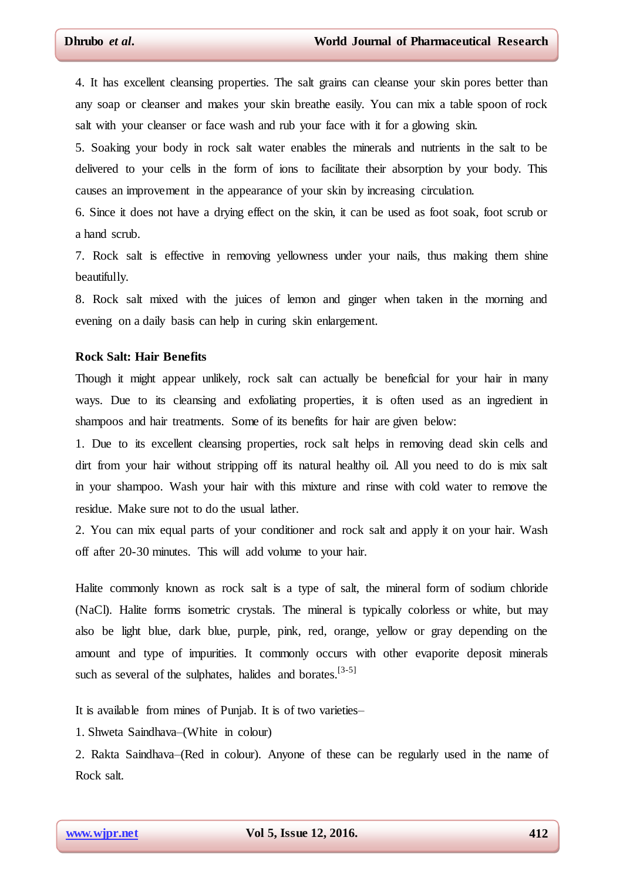4. It has excellent cleansing properties. The salt grains can cleanse your skin pores better than any soap or cleanser and makes your skin breathe easily. You can mix a table spoon of rock salt with your cleanser or face wash and rub your face with it for a glowing skin.

5. Soaking your body in rock salt water enables the minerals and nutrients in the salt to be delivered to your cells in the form of ions to facilitate their absorption by your body. This causes an improvement in the appearance of your skin by increasing circulation.

6. Since it does not have a drying effect on the skin, it can be used as foot soak, foot scrub or a hand scrub.

7. Rock salt is effective in removing yellowness under your nails, thus making them shine beautifully.

8. Rock salt mixed with the juices of lemon and ginger when taken in the morning and evening on a daily basis can help in curing skin enlargement.

**Rock Salt: Hair Benefits**

Though it might appear unlikely, rock salt can actually be beneficial for your hair in many ways. Due to its cleansing and exfoliating properties, it is often used as an ingredient in shampoos and hair treatments. Some of its benefits for hair are given below:

1. Due to its excellent cleansing properties, rock salt helps in removing dead skin cells and dirt from your hair without stripping off its natural healthy oil. All you need to do is mix salt in your shampoo. Wash your hair with this mixture and rinse with cold water to remove the residue. Make sure not to do the usual lather.

2. You can mix equal parts of your conditioner and rock salt and apply it on your hair. Wash off after 20-30 minutes. This will add volume to your hair.

Halite commonly known as rock salt is a type of salt, the mineral form of sodium chloride ($NaCl$). Halite forms isometric crystals. The mineral is typically colorless or white, but may also be light blue, dark blue, purple, pink, red, orange, yellow or gray depending on the amount and type of impurities. It commonly occurs with other evaporite deposit minerals such as several of the sulphates, halides and borates.[3-5]

It is available from mines of Punjab. It is of two varieties–

1. Shweta Saindhava–(White in colour)
2. Rakta Saindhava–(Red in colour). Anyone of these can be regularly used in the name of Rock salt.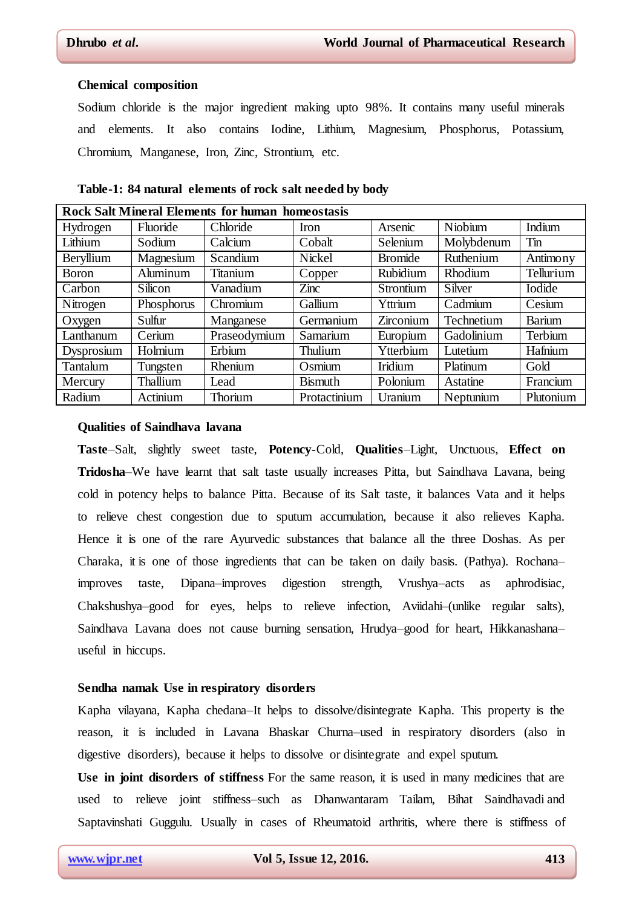**Chemical composition**

Sodium chloride is the major ingredient making upto 98%. It contains many useful minerals and elements. It also contains Iodine, Lithium, Magnesium, Phosphorus, Potassium, Chromium, Manganese, Iron, Zinc, Strontium, etc.

**Table-1: 84 natural elements of rock salt needed by body**

| Rock Salt Mineral Elements for human homeostasis | | | | | | |
|---|---|---|---|---|---|---|
| Hydrogen | Fluoride | Chloride | Iron | Arsenic | Niobium | Indium |
| Lithium | Sodium | Calcium | Cobalt | Selenium | Molybdenum | Tin |
| Beryllium | Magnesium | Scandium | Nickel | Bromide | Ruthenium | Antimony |
| Boron | Aluminum | Titanium | Copper | Rubidium | Rhodium | Tellurium |
| Carbon | Silicon | Vanadium | Zinc | Strontium | Silver | Iodide |
| Nitrogen | Phosphorus | Chromium | Gallium | Yttrium | Cadmium | Cesium |
| Oxygen | Sulfur | Manganese | Germanium | Zirconium | Technetium | Barium |
| Lanthanum | Cerium | Praseodymium | Samarium | Europium | Gadolinium | Terbium |
| Dysprosium | Holmium | Erbium | Thulium | Ytterbium | Lutetium | Hafnium |
| Tantalum | Tungsten | Rhenium | Osmium | Iridium | Platinum | Gold |
| Mercury | Thallium | Lead | Bismuth | Polonium | Astatine | Francium |
| Radium | Actinium | Thorium | Protactinium | Uranium | Neptunium | Plutonium |

**Qualities of Saindhava lavana**

**Taste**–Salt, slightly sweet taste, **Potency**-Cold, **Qualities**–Light, Unctuous, **Effect on Tridosha**–We have learnt that salt taste usually increases Pitta, but Saindhava Lavana, being cold in potency helps to balance Pitta. Because of its Salt taste, it balances Vata and it helps to relieve chest congestion due to sputum accumulation, because it also relieves Kapha. Hence it is one of the rare Ayurvedic substances that balance all the three Doshas. As per Charaka, it is one of those ingredients that can be taken on daily basis. (Pathya). Rochana–improves taste, Dipana–improves digestion strength, Vrushya–acts as aphrodisiac, Chakshushya–good for eyes, helps to relieve infection, Aviidahi–(unlike regular salts), Saindhava Lavana does not cause burning sensation, Hrudya–good for heart, Hikkanashana–useful in hiccups.

**Sendha namak Use in respiratory disorders**

Kapha vilayana, Kapha chedana–It helps to dissolve/disintegrate Kapha. This property is the reason, it is included in Lavana Bhaskar Churna–used in respiratory disorders (also in digestive disorders), because it helps to dissolve or disintegrate and expel sputum.

**Use in joint disorders of stiffness** For the same reason, it is used in many medicines that are used to relieve joint stiffness–such as Dhanwantaram Tailam, Bihat Saindhavadi and Saptavinshati Guggulu. Usually in cases of Rheumatoid arthritis, where there is stiffness of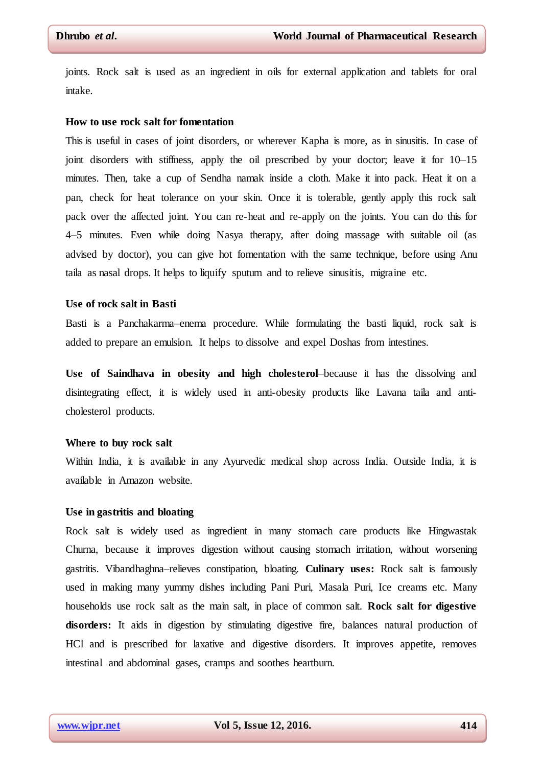joints. Rock salt is used as an ingredient in oils for external application and tablets for oral intake.

**How to use rock salt for fomentation**

This is useful in cases of joint disorders, or wherever Kapha is more, as in sinusitis. In case of joint disorders with stiffness, apply the oil prescribed by your doctor; leave it for 10–15 minutes. Then, take a cup of Sendha namak inside a cloth. Make it into pack. Heat it on a pan, check for heat tolerance on your skin. Once it is tolerable, gently apply this rock salt pack over the affected joint. You can re-heat and re-apply on the joints. You can do this for 4–5 minutes. Even while doing Nasya therapy, after doing massage with suitable oil (as advised by doctor), you can give hot fomentation with the same technique, before using Anu taila as nasal drops. It helps to liquify sputum and to relieve sinusitis, migraine etc.

**Use of rock salt in Basti**

Basti is a Panchakarma–enema procedure. While formulating the basti liquid, rock salt is added to prepare an emulsion. It helps to dissolve and expel Doshas from intestines.

**Use of Saindhava in obesity and high cholesterol**–because it has the dissolving and disintegrating effect, it is widely used in anti-obesity products like Lavana taila and anti-cholesterol products.

**Where to buy rock salt**

Within India, it is available in any Ayurvedic medical shop across India. Outside India, it is available in Amazon website.

**Use in gastritis and bloating**

Rock salt is widely used as ingredient in many stomach care products like Hingwastak Churna, because it improves digestion without causing stomach irritation, without worsening gastritis. Vibandhaghna–relieves constipation, bloating. **Culinary uses:** Rock salt is famously used in making many yummy dishes including Pani Puri, Masala Puri, Ice creams etc. Many households use rock salt as the main salt, in place of common salt. **Rock salt for digestive disorders:** It aids in digestion by stimulating digestive fire, balances natural production of HCl and is prescribed for laxative and digestive disorders. It improves appetite, removes intestinal and abdominal gases, cramps and soothes heartburn.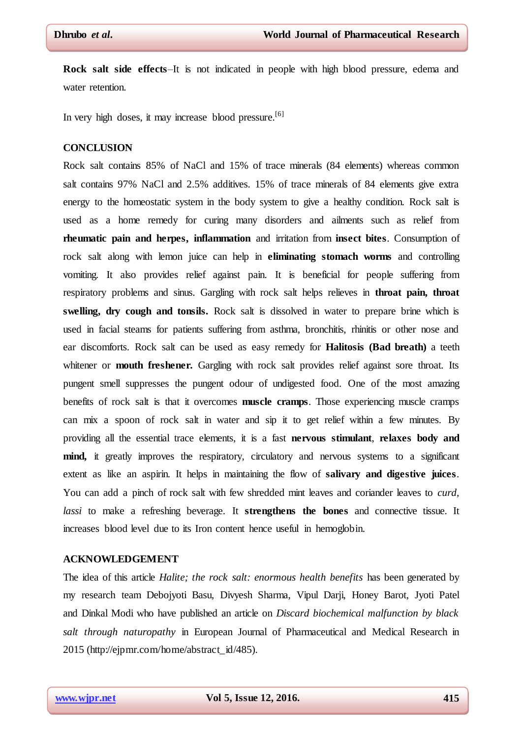**Rock salt side effects**–It is not indicated in people with high blood pressure, edema and water retention.

In very high doses, it may increase blood pressure.[6]

## CONCLUSION

Rock salt contains 85% of NaCl and 15% of trace minerals (84 elements) whereas common salt contains 97% NaCl and 2.5% additives. 15% of trace minerals of 84 elements give extra energy to the homeostatic system in the body system to give a healthy condition. Rock salt is used as a home remedy for curing many disorders and ailments such as relief from **rheumatic pain and herpes, inflammation** and irritation from **insect bites**. Consumption of rock salt along with lemon juice can help in **eliminating stomach worms** and controlling vomiting. It also provides relief against pain. It is beneficial for people suffering from respiratory problems and sinus. Gargling with rock salt helps relieves in **throat pain, throat swelling, dry cough and tonsils.** Rock salt is dissolved in water to prepare brine which is used in facial steams for patients suffering from asthma, bronchitis, rhinitis or other nose and ear discomforts. Rock salt can be used as easy remedy for **Halitosis (Bad breath)** a teeth whitener or **mouth freshener.** Gargling with rock salt provides relief against sore throat. Its pungent smell suppresses the pungent odour of undigested food. One of the most amazing benefits of rock salt is that it overcomes **muscle cramps**. Those experiencing muscle cramps can mix a spoon of rock salt in water and sip it to get relief within a few minutes. By providing all the essential trace elements, it is a fast **nervous stimulant**, **relaxes body and mind,** it greatly improves the respiratory, circulatory and nervous systems to a significant extent as like an aspirin. It helps in maintaining the flow of **salivary and digestive juices**. You can add a pinch of rock salt with few shredded mint leaves and coriander leaves to *curd*, *lassi* to make a refreshing beverage. It **strengthens the bones** and connective tissue. It increases blood level due to its Iron content hence useful in hemoglobin.

## ACKNOWLEDGEMENT

The idea of this article *Halite; the rock salt: enormous health benefits* has been generated by my research team Debojyoti Basu, Divyesh Sharma, Vipul Darji, Honey Barot, Jyoti Patel and Dinkal Modi who have published an article on *Discard biochemical malfunction by black salt through naturopathy* in European Journal of Pharmaceutical and Medical Research in 2015 (http://ejpmr.com/home/abstract_id/485).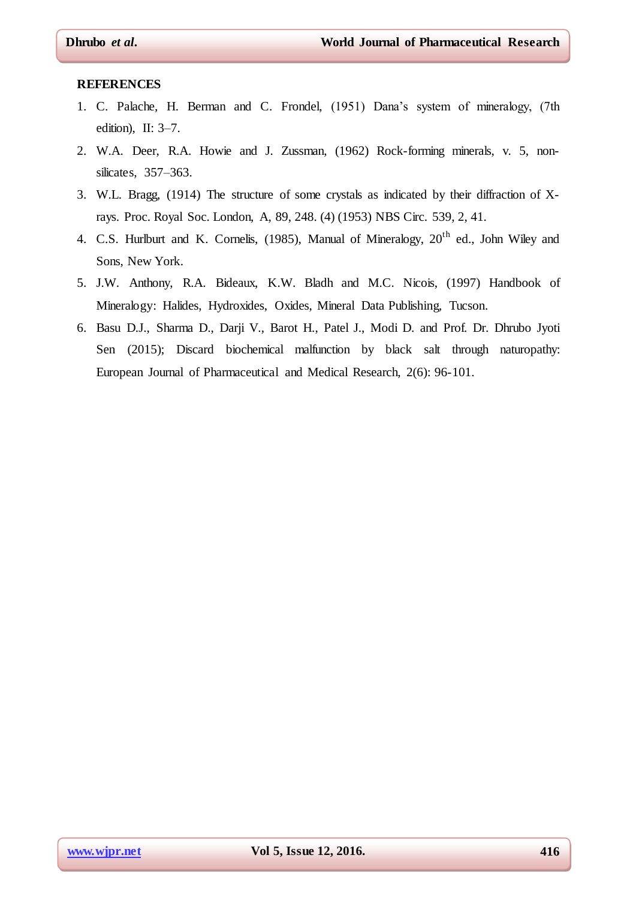## REFERENCES

1. C. Palache, H. Berman and C. Frondel, (1951) Dana's system of mineralogy, (7th edition), II: 3–7.
2. W.A. Deer, R.A. Howie and J. Zussman, (1962) Rock-forming minerals, v. 5, non-silicates, 357–363.
3. W.L. Bragg, (1914) The structure of some crystals as indicated by their diffraction of X-rays. Proc. Royal Soc. London, A, 89, 248. (4) (1953) NBS Circ. 539, 2, 41.
4. C.S. Hurlburt and K. Cornelis, (1985), Manual of Mineralogy, $20^{th}$ ed., John Wiley and Sons, New York.
5. J.W. Anthony, R.A. Bideaux, K.W. Bladh and M.C. Nicois, (1997) Handbook of Mineralogy: Halides, Hydroxides, Oxides, Mineral Data Publishing, Tucson.
6. Basu D.J., Sharma D., Darji V., Barot H., Patel J., Modi D. and Prof. Dr. Dhrubo Jyoti Sen (2015); Discard biochemical malfunction by black salt through naturopathy: European Journal of Pharmaceutical and Medical Research, 2(6): 96-101.